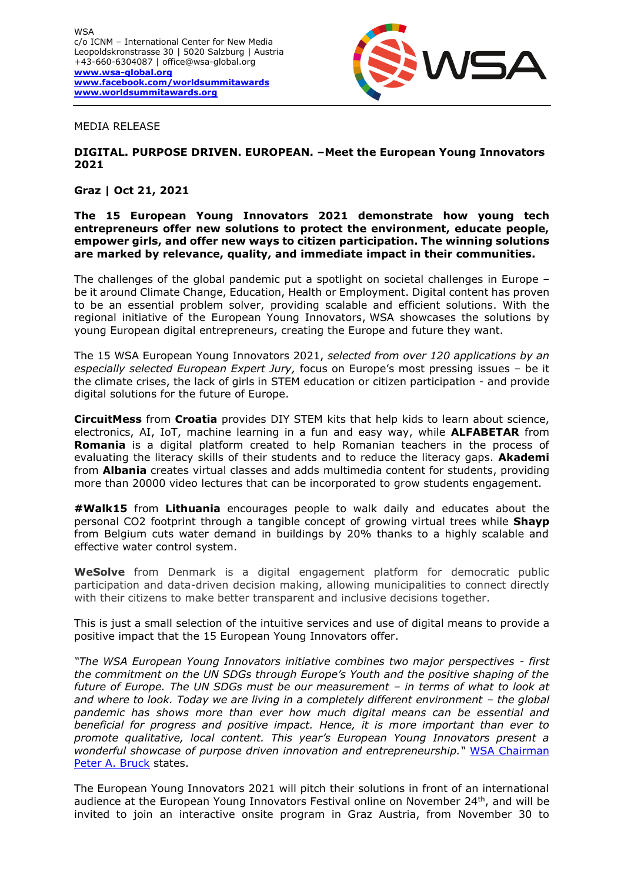WSA
c/o ICNM – International Center for New Media
Leopoldskronstrasse 30 | 5020 Salzburg | Austria
+43-660-6304087 | office@wsa-global.org
**www.wsa-global.org**
**www.facebook.com/worldsummitawards**
**www.worldsummitawards.org**

MEDIA RELEASE

**DIGITAL. PURPOSE DRIVEN. EUROPEAN. –Meet the European Young Innovators 2021**

**Graz | Oct 21, 2021**

**The 15 European Young Innovators 2021 demonstrate how young tech entrepreneurs offer new solutions to protect the environment, educate people, empower girls, and offer new ways to citizen participation. The winning solutions are marked by relevance, quality, and immediate impact in their communities.**

The challenges of the global pandemic put a spotlight on societal challenges in Europe – be it around Climate Change, Education, Health or Employment. Digital content has proven to be an essential problem solver, providing scalable and efficient solutions. With the regional initiative of the European Young Innovators, WSA showcases the solutions by young European digital entrepreneurs, creating the Europe and future they want.

The 15 WSA European Young Innovators 2021, *selected from over 120 applications by an especially selected European Expert Jury,* focus on Europe's most pressing issues – be it the climate crises, the lack of girls in STEM education or citizen participation - and provide digital solutions for the future of Europe.

**CircuitMess** from **Croatia** provides DIY STEM kits that help kids to learn about science, electronics, AI, IoT, machine learning in a fun and easy way, while **ALFABETAR** from **Romania** is a digital platform created to help Romanian teachers in the process of evaluating the literacy skills of their students and to reduce the literacy gaps. **Akademi** from **Albania** creates virtual classes and adds multimedia content for students, providing more than 20000 video lectures that can be incorporated to grow students engagement.

**#Walk15** from **Lithuania** encourages people to walk daily and educates about the personal CO2 footprint through a tangible concept of growing virtual trees while **Shayp** from Belgium cuts water demand in buildings by 20% thanks to a highly scalable and effective water control system.

**WeSolve** from Denmark is a digital engagement platform for democratic public participation and data-driven decision making, allowing municipalities to connect directly with their citizens to make better transparent and inclusive decisions together.

This is just a small selection of the intuitive services and use of digital means to provide a positive impact that the 15 European Young Innovators offer.

*"The WSA European Young Innovators initiative combines two major perspectives - first the commitment on the UN SDGs through Europe's Youth and the positive shaping of the future of Europe. The UN SDGs must be our measurement – in terms of what to look at and where to look. Today we are living in a completely different environment – the global pandemic has shows more than ever how much digital means can be essential and beneficial for progress and positive impact. Hence, it is more important than ever to promote qualitative, local content. This year's European Young Innovators present a wonderful showcase of purpose driven innovation and entrepreneurship."* WSA Chairman Peter A. Bruck states.

The European Young Innovators 2021 will pitch their solutions in front of an international audience at the European Young Innovators Festival online on November 24th, and will be invited to join an interactive onsite program in Graz Austria, from November 30 to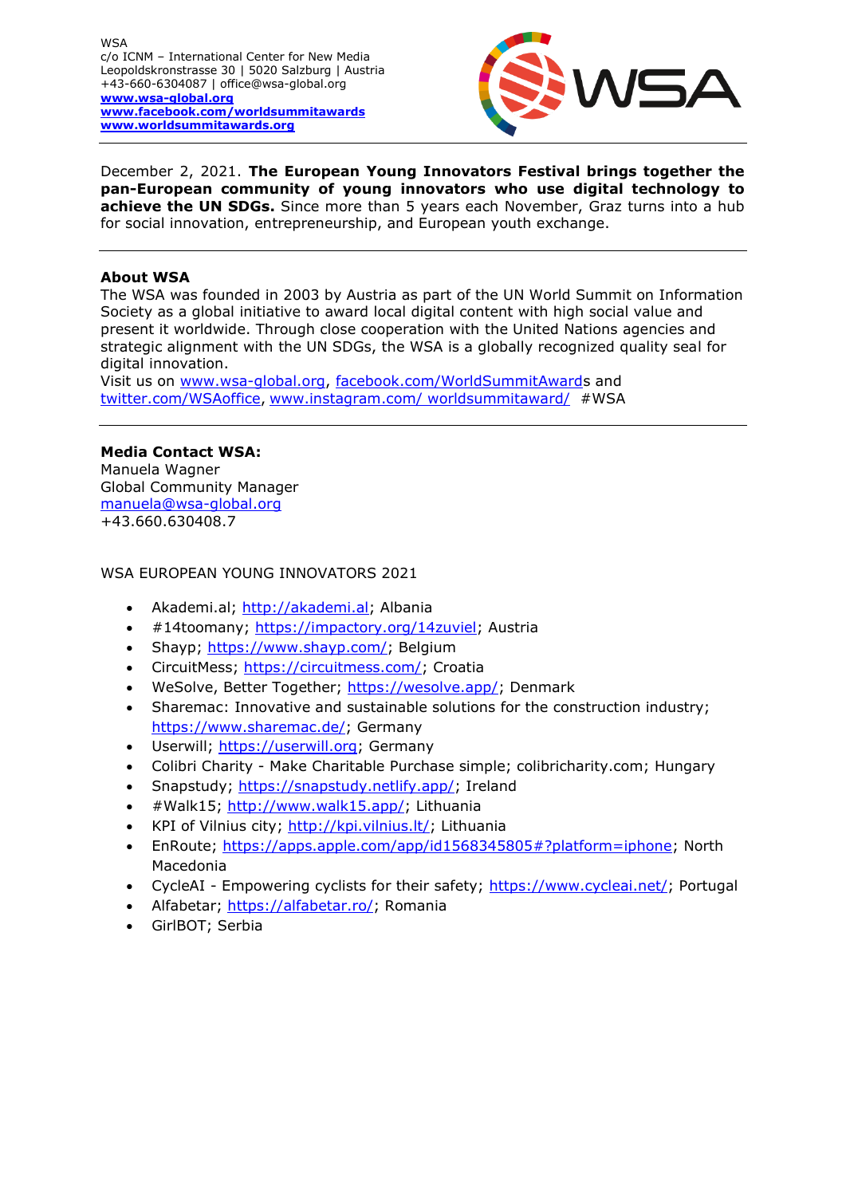WSA
c/o ICNM – International Center for New Media
Leopoldskronstrasse 30 | 5020 Salzburg | Austria
+43-660-6304087 | office@wsa-global.org
**www.wsa-global.org**
**www.facebook.com/worldsummitawards**
**www.worldsummitawards.org**

December 2, 2021. **The European Young Innovators Festival brings together the pan-European community of young innovators who use digital technology to achieve the UN SDGs.** Since more than 5 years each November, Graz turns into a hub for social innovation, entrepreneurship, and European youth exchange.

---

**About WSA**

The WSA was founded in 2003 by Austria as part of the UN World Summit on Information Society as a global initiative to award local digital content with high social value and present it worldwide. Through close cooperation with the United Nations agencies and strategic alignment with the UN SDGs, the WSA is a globally recognized quality seal for digital innovation.
Visit us on www.wsa-global.org, facebook.com/WorldSummitAwards and twitter.com/WSAoffice, www.instagram.com/ worldsummitaward/ #WSA

---

**Media Contact WSA:**
Manuela Wagner
Global Community Manager
manuela@wsa-global.org
+43.660.630408.7

WSA EUROPEAN YOUNG INNOVATORS 2021

- Akademi.al; http://akademi.al; Albania
- #14toomany; https://impactory.org/14zuviel; Austria
- Shayp; https://www.shayp.com/; Belgium
- CircuitMess; https://circuitmess.com/; Croatia
- WeSolve, Better Together; https://wesolve.app/; Denmark
- Sharemac: Innovative and sustainable solutions for the construction industry; https://www.sharemac.de/; Germany
- Userwill; https://userwill.org; Germany
- Colibri Charity - Make Charitable Purchase simple; colibricharity.com; Hungary
- Snapstudy; https://snapstudy.netlify.app/; Ireland
- #Walk15; http://www.walk15.app/; Lithuania
- KPI of Vilnius city; http://kpi.vilnius.lt/; Lithuania
- EnRoute; https://apps.apple.com/app/id1568345805#?platform=iphone; North Macedonia
- CycleAI - Empowering cyclists for their safety; https://www.cycleai.net/; Portugal
- Alfabetar; https://alfabetar.ro/; Romania
- GirlBOT; Serbia